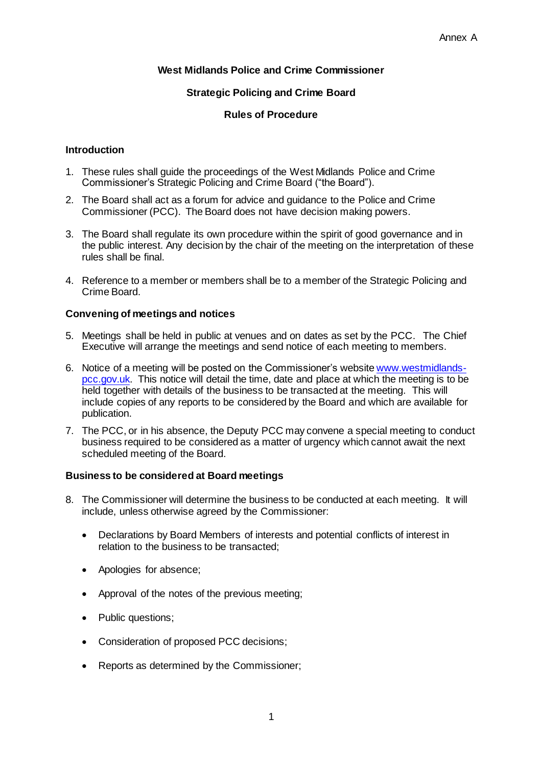Annex A

**West Midlands Police and Crime Commissioner**

**Strategic Policing and Crime Board**

**Rules of Procedure**

## Introduction

1. These rules shall guide the proceedings of the West Midlands Police and Crime Commissioner's Strategic Policing and Crime Board ("the Board").

2. The Board shall act as a forum for advice and guidance to the Police and Crime Commissioner (PCC). The Board does not have decision making powers.

3. The Board shall regulate its own procedure within the spirit of good governance and in the public interest. Any decision by the chair of the meeting on the interpretation of these rules shall be final.

4. Reference to a member or members shall be to a member of the Strategic Policing and Crime Board.

## Convening of meetings and notices

5. Meetings shall be held in public at venues and on dates as set by the PCC. The Chief Executive will arrange the meetings and send notice of each meeting to members.

6. Notice of a meeting will be posted on the Commissioner's website [www.westmidlands-pcc.gov.uk](http://www.westmidlands-pcc.gov.uk). This notice will detail the time, date and place at which the meeting is to be held together with details of the business to be transacted at the meeting. This will include copies of any reports to be considered by the Board and which are available for publication.

7. The PCC, or in his absence, the Deputy PCC may convene a special meeting to conduct business required to be considered as a matter of urgency which cannot await the next scheduled meeting of the Board.

## Business to be considered at Board meetings

8. The Commissioner will determine the business to be conducted at each meeting. It will include, unless otherwise agreed by the Commissioner:

   - Declarations by Board Members of interests and potential conflicts of interest in relation to the business to be transacted;

   - Apologies for absence;

   - Approval of the notes of the previous meeting;

   - Public questions;

   - Consideration of proposed PCC decisions;

   - Reports as determined by the Commissioner;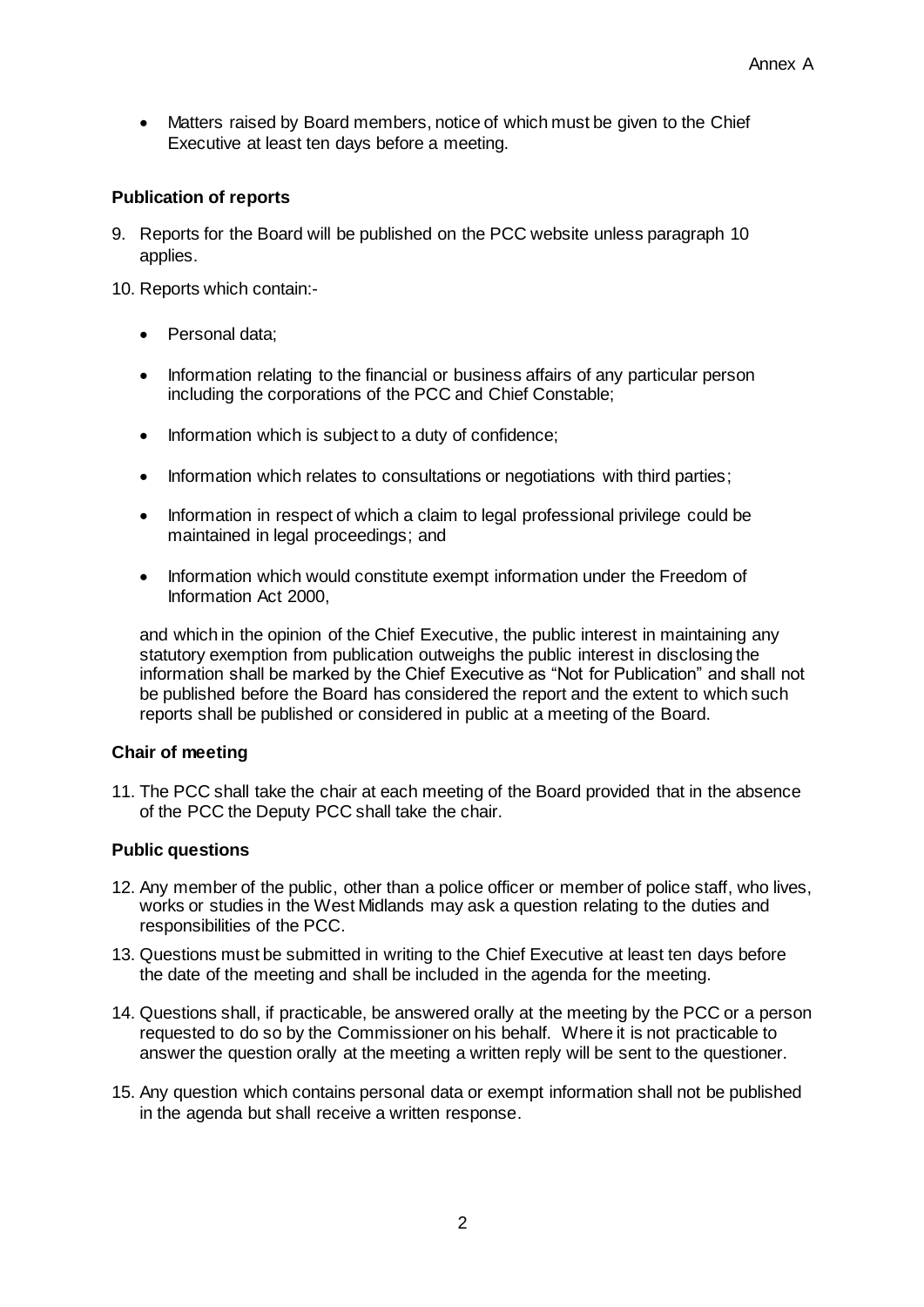- Matters raised by Board members, notice of which must be given to the Chief Executive at least ten days before a meeting.

**Publication of reports**

9. Reports for the Board will be published on the PCC website unless paragraph 10 applies.

10. Reports which contain:-

    - Personal data;
    - Information relating to the financial or business affairs of any particular person including the corporations of the PCC and Chief Constable;
    - Information which is subject to a duty of confidence;
    - Information which relates to consultations or negotiations with third parties;
    - Information in respect of which a claim to legal professional privilege could be maintained in legal proceedings; and
    - Information which would constitute exempt information under the Freedom of Information Act 2000,

    and which in the opinion of the Chief Executive, the public interest in maintaining any statutory exemption from publication outweighs the public interest in disclosing the information shall be marked by the Chief Executive as "Not for Publication" and shall not be published before the Board has considered the report and the extent to which such reports shall be published or considered in public at a meeting of the Board.

**Chair of meeting**

11. The PCC shall take the chair at each meeting of the Board provided that in the absence of the PCC the Deputy PCC shall take the chair.

**Public questions**

12. Any member of the public, other than a police officer or member of police staff, who lives, works or studies in the West Midlands may ask a question relating to the duties and responsibilities of the PCC.

13. Questions must be submitted in writing to the Chief Executive at least ten days before the date of the meeting and shall be included in the agenda for the meeting.

14. Questions shall, if practicable, be answered orally at the meeting by the PCC or a person requested to do so by the Commissioner on his behalf. Where it is not practicable to answer the question orally at the meeting a written reply will be sent to the questioner.

15. Any question which contains personal data or exempt information shall not be published in the agenda but shall receive a written response.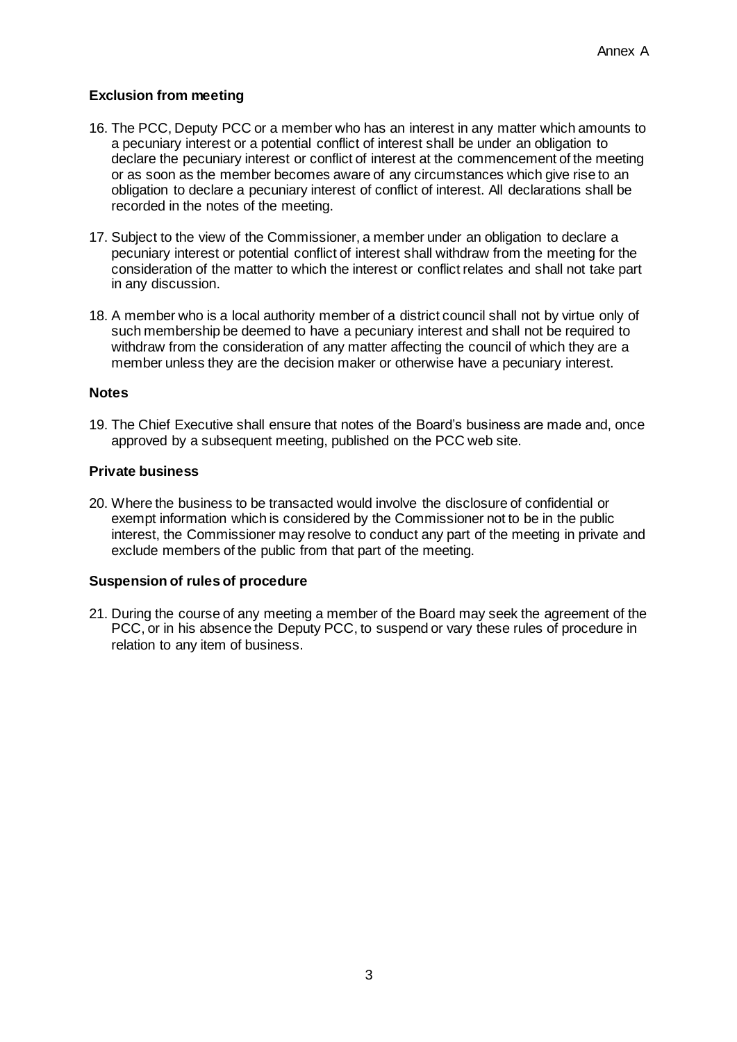Annex A

**Exclusion from meeting**

16. The PCC, Deputy PCC or a member who has an interest in any matter which amounts to a pecuniary interest or a potential conflict of interest shall be under an obligation to declare the pecuniary interest or conflict of interest at the commencement of the meeting or as soon as the member becomes aware of any circumstances which give rise to an obligation to declare a pecuniary interest of conflict of interest. All declarations shall be recorded in the notes of the meeting.

17. Subject to the view of the Commissioner, a member under an obligation to declare a pecuniary interest or potential conflict of interest shall withdraw from the meeting for the consideration of the matter to which the interest or conflict relates and shall not take part in any discussion.

18. A member who is a local authority member of a district council shall not by virtue only of such membership be deemed to have a pecuniary interest and shall not be required to withdraw from the consideration of any matter affecting the council of which they are a member unless they are the decision maker or otherwise have a pecuniary interest.

**Notes**

19. The Chief Executive shall ensure that notes of the Board's business are made and, once approved by a subsequent meeting, published on the PCC web site.

**Private business**

20. Where the business to be transacted would involve the disclosure of confidential or exempt information which is considered by the Commissioner not to be in the public interest, the Commissioner may resolve to conduct any part of the meeting in private and exclude members of the public from that part of the meeting.

**Suspension of rules of procedure**

21. During the course of any meeting a member of the Board may seek the agreement of the PCC, or in his absence the Deputy PCC, to suspend or vary these rules of procedure in relation to any item of business.